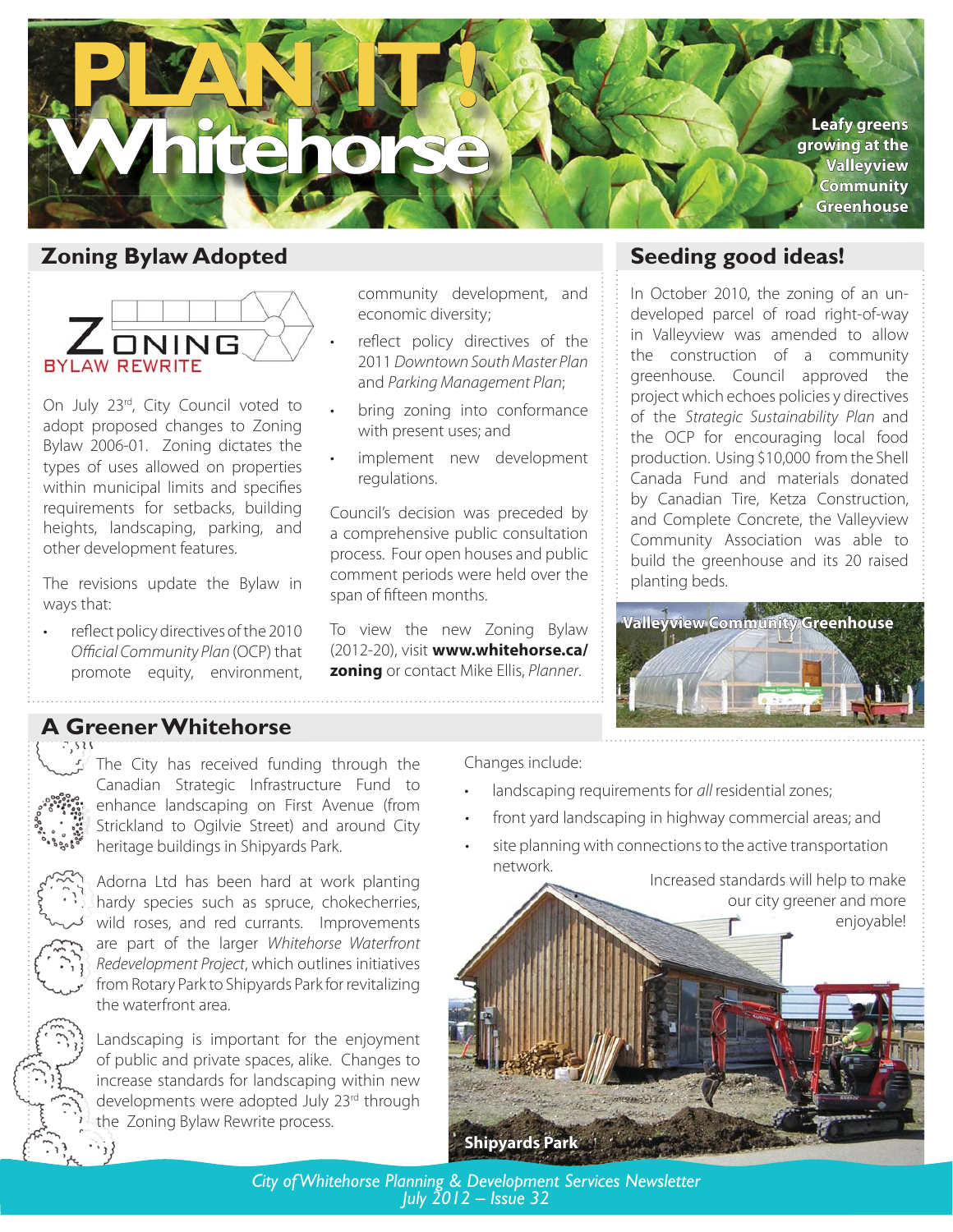# PLAN IT! Whitehorse

Leafy greens growing at the Valleyview Community Greenhouse

## Zoning Bylaw Adopted

ZONING BYLAW REWRITE

On July 23rd, City Council voted to adopt proposed changes to Zoning Bylaw 2006-01. Zoning dictates the types of uses allowed on properties within municipal limits and specifies requirements for setbacks, building heights, landscaping, parking, and other development features.

The revisions update the Bylaw in ways that:

- reflect policy directives of the 2010 *Official Community Plan* (OCP) that promote equity, environment, community development, and economic diversity;
- reflect policy directives of the 2011 *Downtown South Master Plan* and *Parking Management Plan*;
- bring zoning into conformance with present uses; and
- implement new development regulations.

Council's decision was preceded by a comprehensive public consultation process. Four open houses and public comment periods were held over the span of fifteen months.

To view the new Zoning Bylaw (2012-20), visit **www.whitehorse.ca/zoning** or contact Mike Ellis, *Planner*.

## Seeding good ideas!

In October 2010, the zoning of an undeveloped parcel of road right-of-way in Valleyview was amended to allow the construction of a community greenhouse. Council approved the project which echoes policies y directives of the *Strategic Sustainability Plan* and the OCP for encouraging local food production. Using $10,000 from the Shell Canada Fund and materials donated by Canadian Tire, Ketza Construction, and Complete Concrete, the Valleyview Community Association was able to build the greenhouse and its 20 raised planting beds.

Valleyview Community Greenhouse

## A Greener Whitehorse

The City has received funding through the Canadian Strategic Infrastructure Fund to enhance landscaping on First Avenue (from Strickland to Ogilvie Street) and around City heritage buildings in Shipyards Park.

Adorna Ltd has been hard at work planting hardy species such as spruce, chokecherries, wild roses, and red currants. Improvements are part of the larger *Whitehorse Waterfront Redevelopment Project*, which outlines initiatives from Rotary Park to Shipyards Park for revitalizing the waterfront area.

Landscaping is important for the enjoyment of public and private spaces, alike. Changes to increase standards for landscaping within new developments were adopted July 23rd through the Zoning Bylaw Rewrite process.

Changes include:

- landscaping requirements for *all* residential zones;
- front yard landscaping in highway commercial areas; and
- site planning with connections to the active transportation network.

Increased standards will help to make our city greener and more enjoyable!

Shipyards Park

*City of Whitehorse Planning & Development Services Newsletter*
*July 2012 – Issue 32*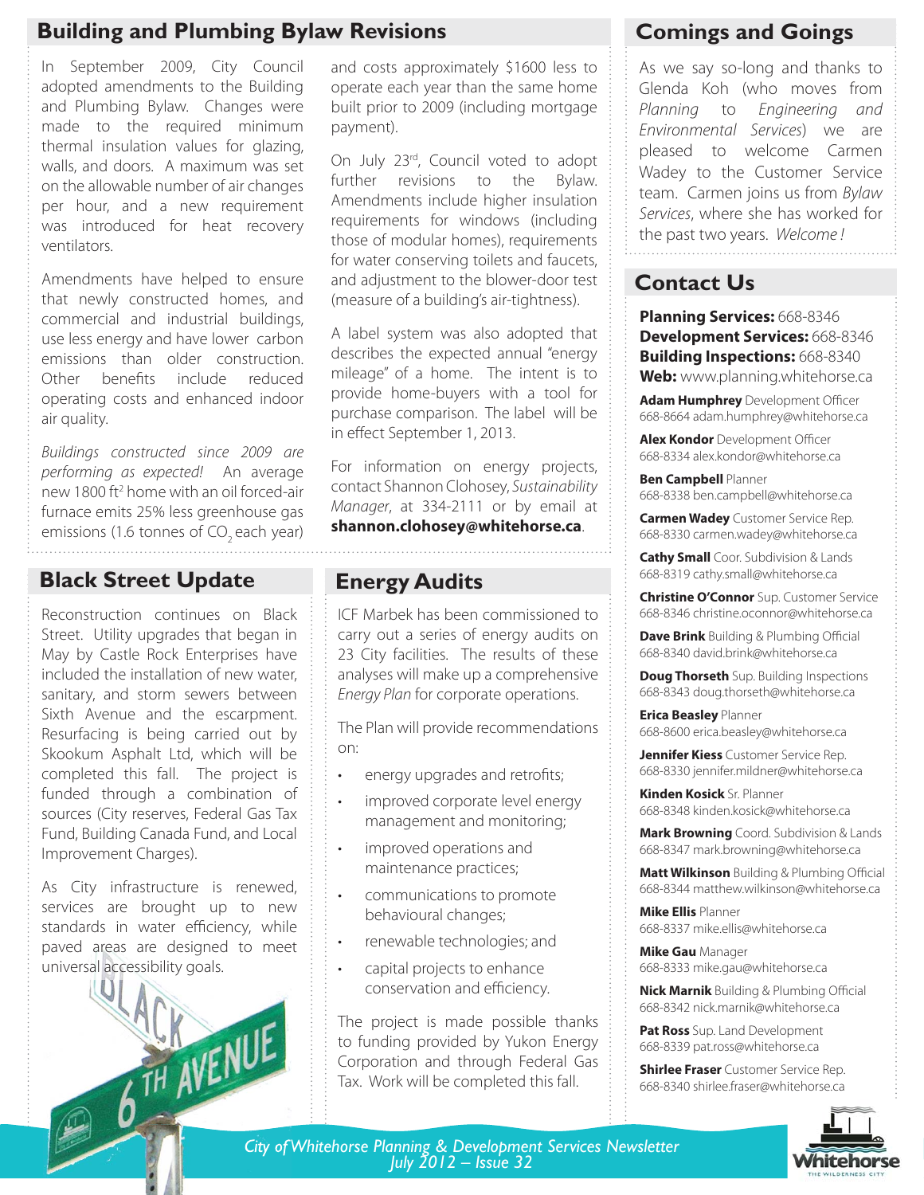## Building and Plumbing Bylaw Revisions

In September 2009, City Council adopted amendments to the Building and Plumbing Bylaw. Changes were made to the required minimum thermal insulation values for glazing, walls, and doors. A maximum was set on the allowable number of air changes per hour, and a new requirement was introduced for heat recovery ventilators.

Amendments have helped to ensure that newly constructed homes, and commercial and industrial buildings, use less energy and have lower carbon emissions than older construction. Other benefits include reduced operating costs and enhanced indoor air quality.

*Buildings constructed since 2009 are performing as expected!* An average new 1800 ft² home with an oil forced-air furnace emits 25% less greenhouse gas emissions (1.6 tonnes of $CO_2$ each year) and costs approximately $1600 less to operate each year than the same home built prior to 2009 (including mortgage payment).

On July 23rd, Council voted to adopt further revisions to the Bylaw. Amendments include higher insulation requirements for windows (including those of modular homes), requirements for water conserving toilets and faucets, and adjustment to the blower-door test (measure of a building's air-tightness).

A label system was also adopted that describes the expected annual "energy mileage" of a home. The intent is to provide home-buyers with a tool for purchase comparison. The label will be in effect September 1, 2013.

For information on energy projects, contact Shannon Clohosey, *Sustainability Manager*, at 334-2111 or by email at **shannon.clohosey@whitehorse.ca**.

## Black Street Update

Reconstruction continues on Black Street. Utility upgrades that began in May by Castle Rock Enterprises have included the installation of new water, sanitary, and storm sewers between Sixth Avenue and the escarpment. Resurfacing is being carried out by Skookum Asphalt Ltd, which will be completed this fall. The project is funded through a combination of sources (City reserves, Federal Gas Tax Fund, Building Canada Fund, and Local Improvement Charges).

As City infrastructure is renewed, services are brought up to new standards in water efficiency, while paved areas are designed to meet universal accessibility goals.

## Energy Audits

ICF Marbek has been commissioned to carry out a series of energy audits on 23 City facilities. The results of these analyses will make up a comprehensive *Energy Plan* for corporate operations.

The Plan will provide recommendations on:

- energy upgrades and retrofits;
- improved corporate level energy management and monitoring;
- improved operations and maintenance practices;
- communications to promote behavioural changes;
- renewable technologies; and
- capital projects to enhance conservation and efficiency.

The project is made possible thanks to funding provided by Yukon Energy Corporation and through Federal Gas Tax. Work will be completed this fall.

## Comings and Goings

As we say so-long and thanks to Glenda Koh (who moves from *Planning* to *Engineering and Environmental Services*) we are pleased to welcome Carmen Wadey to the Customer Service team. Carmen joins us from *Bylaw Services*, where she has worked for the past two years. *Welcome!*

## Contact Us

**Planning Services:** 668-8346
**Development Services:** 668-8346
**Building Inspections:** 668-8340
**Web:** www.planning.whitehorse.ca

**Adam Humphrey** Development Officer
668-8664 adam.humphrey@whitehorse.ca

**Alex Kondor** Development Officer
668-8334 alex.kondor@whitehorse.ca

**Ben Campbell** Planner
668-8338 ben.campbell@whitehorse.ca

**Carmen Wadey** Customer Service Rep.
668-8330 carmen.wadey@whitehorse.ca

**Cathy Small** Coor. Subdivision & Lands
668-8319 cathy.small@whitehorse.ca

**Christine O'Connor** Sup. Customer Service
668-8346 christine.oconnor@whitehorse.ca

**Dave Brink** Building & Plumbing Official
668-8340 david.brink@whitehorse.ca

**Doug Thorseth** Sup. Building Inspections
668-8343 doug.thorseth@whitehorse.ca

**Erica Beasley** Planner
668-8600 erica.beasley@whitehorse.ca

**Jennifer Kiess** Customer Service Rep.
668-8330 jennifer.mildner@whitehorse.ca

**Kinden Kosick** Sr. Planner
668-8348 kinden.kosick@whitehorse.ca

**Mark Browning** Coord. Subdivision & Lands
668-8347 mark.browning@whitehorse.ca

**Matt Wilkinson** Building & Plumbing Official
668-8344 matthew.wilkinson@whitehorse.ca

**Mike Ellis** Planner
668-8337 mike.ellis@whitehorse.ca

**Mike Gau** Manager
668-8333 mike.gau@whitehorse.ca

**Nick Marnik** Building & Plumbing Official
668-8342 nick.marnik@whitehorse.ca

**Pat Ross** Sup. Land Development
668-8339 pat.ross@whitehorse.ca

**Shirlee Fraser** Customer Service Rep.
668-8340 shirlee.fraser@whitehorse.ca